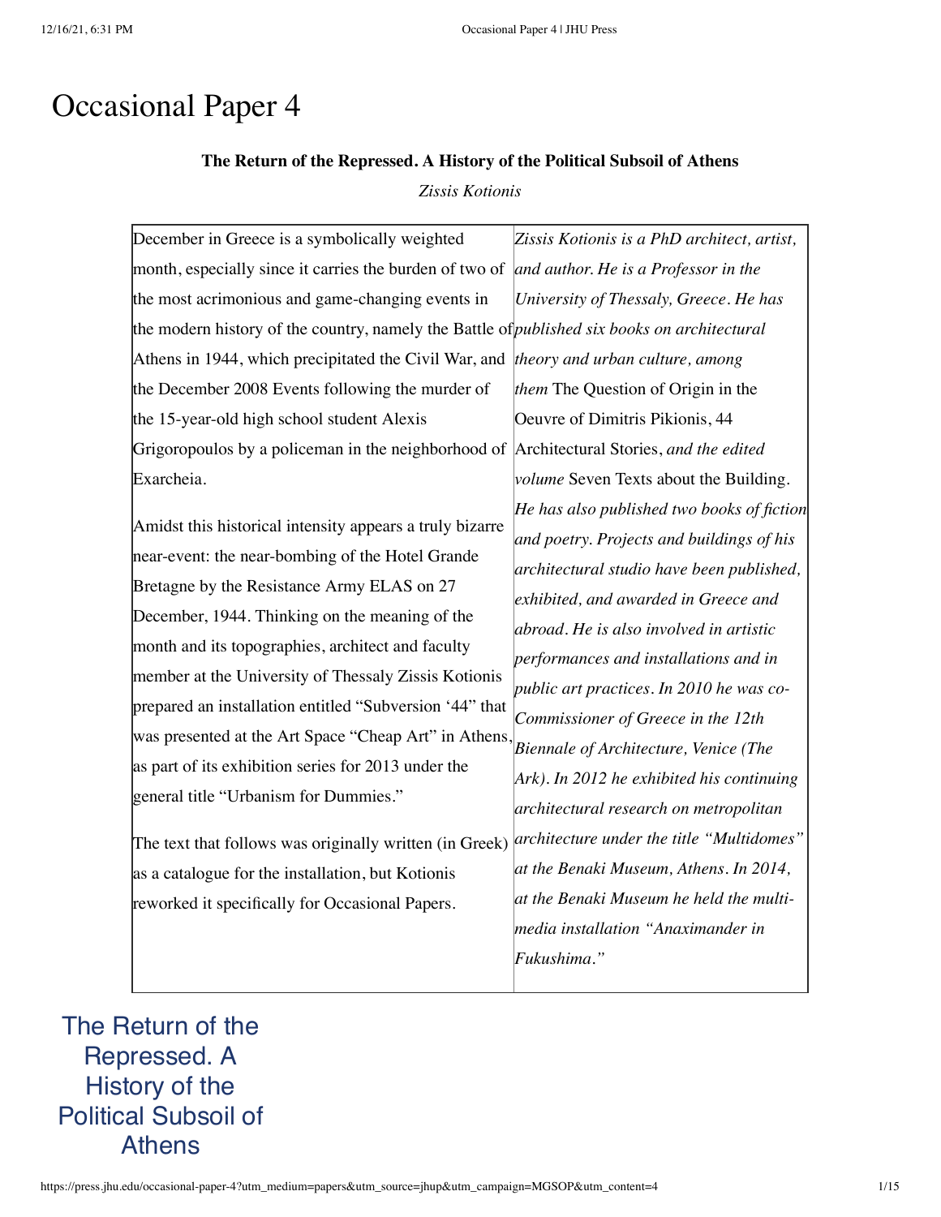# Occasional Paper 4

**The Return of the Repressed. A History of the Political Subsoil of Athens**

*Zissis Kotionis*

December in Greece is a symbolically weighted month, especially since it carries the burden of two of the most acrimonious and game-changing events in the modern history of the country, namely the Battle of Athens in 1944, which precipitated the Civil War, and the December 2008 Events following the murder of the 15-year-old high school student Alexis Grigoropoulos by a policeman in the neighborhood of Exarcheia.

Amidst this historical intensity appears a truly bizarre near-event: the near-bombing of the Hotel Grande Bretagne by the Resistance Army ELAS on 27 December, 1944. Thinking on the meaning of the month and its topographies, architect and faculty member at the University of Thessaly Zissis Kotionis prepared an installation entitled "Subversion '44" that was presented at the Art Space "Cheap Art" in Athens, as part of its exhibition series for 2013 under the general title "Urbanism for Dummies."

The text that follows was originally written (in Greek) as a catalogue for the installation, but Kotionis reworked it specifically for Occasional Papers.

*Zissis Kotionis is a PhD architect, artist, and author. He is a Professor in the University of Thessaly, Greece. He has published six books on architectural theory and urban culture, among them* The Question of Origin in the Oeuvre of Dimitris Pikionis, 44 Architectural Stories, *and the edited volume* Seven Texts about the Building. *He has also published two books of fiction and poetry. Projects and buildings of his architectural studio have been published, exhibited, and awarded in Greece and abroad. He is also involved in artistic performances and installations and in public art practices. In 2010 he was co-Commissioner of Greece in the 12th Biennale of Architecture, Venice (The Ark). In 2012 he exhibited his continuing architectural research on metropolitan architecture under the title "Multidomes" at the Benaki Museum, Athens. In 2014, at the Benaki Museum he held the multi-media installation "Anaximander in Fukushima."*

## The Return of the Repressed. A History of the Political Subsoil of Athens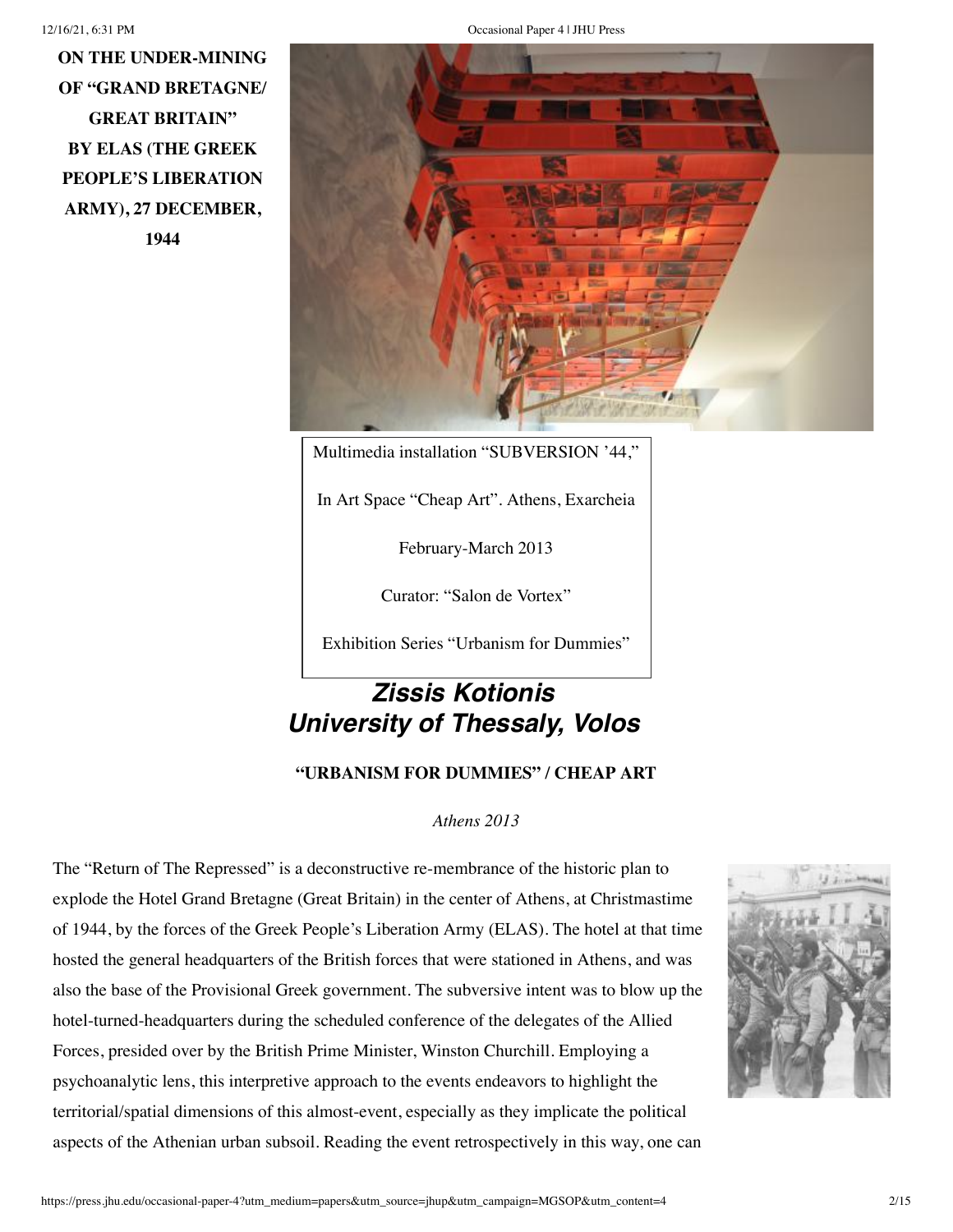**ON THE UNDER-MINING OF "GRAND BRETAGNE/ GREAT BRITAIN" BY ELAS (THE GREEK PEOPLE'S LIBERATION ARMY), 27 DECEMBER, 1944**

Multimedia installation "SUBVERSION '44,"

In Art Space "Cheap Art". Athens, Exarcheia

February-March 2013

Curator: "Salon de Vortex"

Exhibition Series "Urbanism for Dummies"

## *Zissis Kotionis*
## *University of Thessaly, Volos*

**"URBANISM FOR DUMMIES" / CHEAP ART**

*Athens 2013*

The "Return of The Repressed" is a deconstructive re-membrance of the historic plan to explode the Hotel Grand Bretagne (Great Britain) in the center of Athens, at Christmastime of 1944, by the forces of the Greek People's Liberation Army (ELAS). The hotel at that time hosted the general headquarters of the British forces that were stationed in Athens, and was also the base of the Provisional Greek government. The subversive intent was to blow up the hotel-turned-headquarters during the scheduled conference of the delegates of the Allied Forces, presided over by the British Prime Minister, Winston Churchill. Employing a psychoanalytic lens, this interpretive approach to the events endeavors to highlight the territorial/spatial dimensions of this almost-event, especially as they implicate the political aspects of the Athenian urban subsoil. Reading the event retrospectively in this way, one can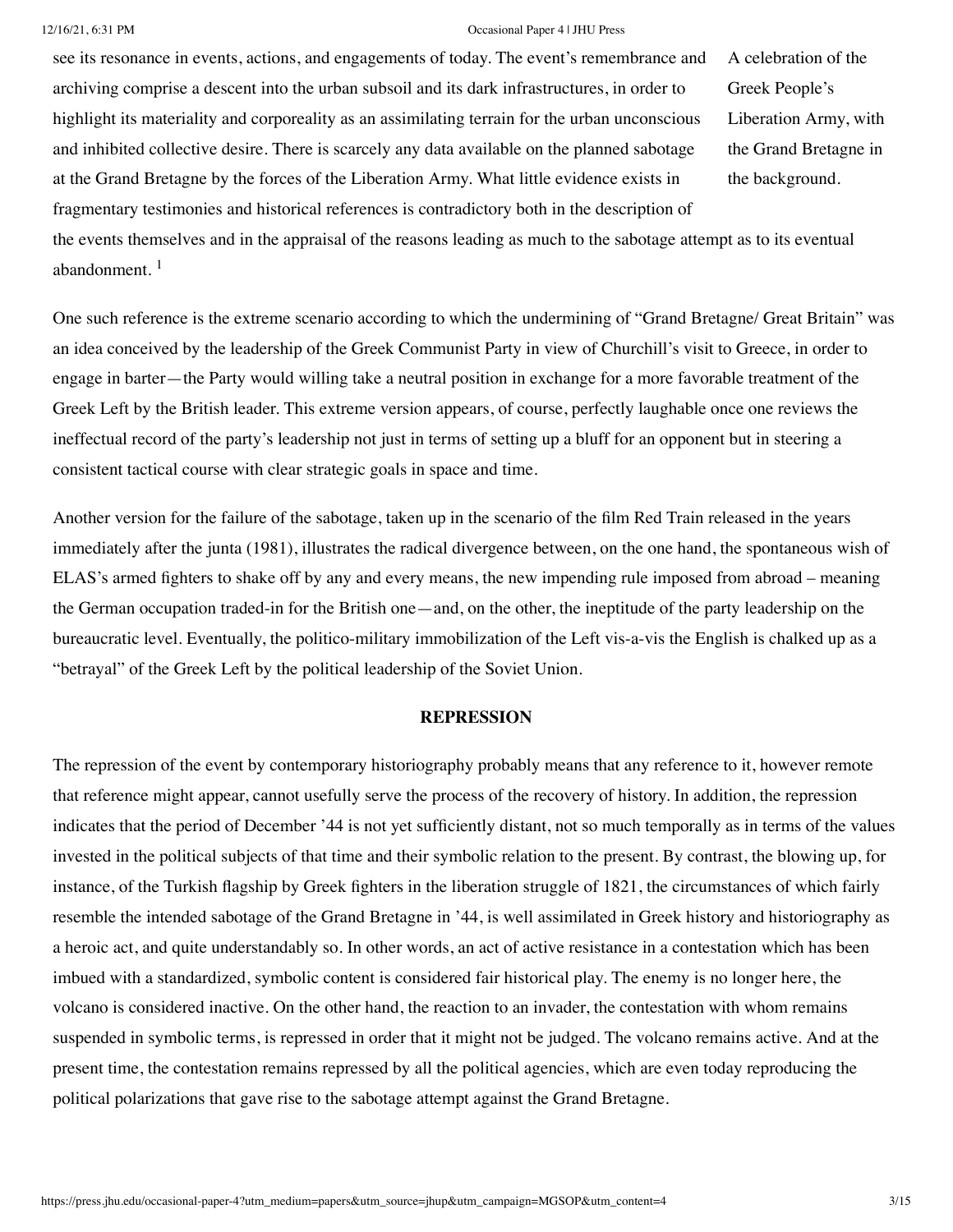see its resonance in events, actions, and engagements of today. The event's remembrance and archiving comprise a descent into the urban subsoil and its dark infrastructures, in order to highlight its materiality and corporeality as an assimilating terrain for the urban unconscious and inhibited collective desire. There is scarcely any data available on the planned sabotage at the Grand Bretagne by the forces of the Liberation Army. What little evidence exists in fragmentary testimonies and historical references is contradictory both in the description of the events themselves and in the appraisal of the reasons leading as much to the sabotage attempt as to its eventual abandonment. [1]

A celebration of the Greek People's Liberation Army, with the Grand Bretagne in the background.

One such reference is the extreme scenario according to which the undermining of "Grand Bretagne/ Great Britain" was an idea conceived by the leadership of the Greek Communist Party in view of Churchill's visit to Greece, in order to engage in barter—the Party would willing take a neutral position in exchange for a more favorable treatment of the Greek Left by the British leader. This extreme version appears, of course, perfectly laughable once one reviews the ineffectual record of the party's leadership not just in terms of setting up a bluff for an opponent but in steering a consistent tactical course with clear strategic goals in space and time.

Another version for the failure of the sabotage, taken up in the scenario of the film Red Train released in the years immediately after the junta (1981), illustrates the radical divergence between, on the one hand, the spontaneous wish of ELAS's armed fighters to shake off by any and every means, the new impending rule imposed from abroad – meaning the German occupation traded-in for the British one—and, on the other, the ineptitude of the party leadership on the bureaucratic level. Eventually, the politico-military immobilization of the Left vis-a-vis the English is chalked up as a "betrayal" of the Greek Left by the political leadership of the Soviet Union.

## REPRESSION

The repression of the event by contemporary historiography probably means that any reference to it, however remote that reference might appear, cannot usefully serve the process of the recovery of history. In addition, the repression indicates that the period of December '44 is not yet sufficiently distant, not so much temporally as in terms of the values invested in the political subjects of that time and their symbolic relation to the present. By contrast, the blowing up, for instance, of the Turkish flagship by Greek fighters in the liberation struggle of 1821, the circumstances of which fairly resemble the intended sabotage of the Grand Bretagne in '44, is well assimilated in Greek history and historiography as a heroic act, and quite understandably so. In other words, an act of active resistance in a contestation which has been imbued with a standardized, symbolic content is considered fair historical play. The enemy is no longer here, the volcano is considered inactive. On the other hand, the reaction to an invader, the contestation with whom remains suspended in symbolic terms, is repressed in order that it might not be judged. The volcano remains active. And at the present time, the contestation remains repressed by all the political agencies, which are even today reproducing the political polarizations that gave rise to the sabotage attempt against the Grand Bretagne.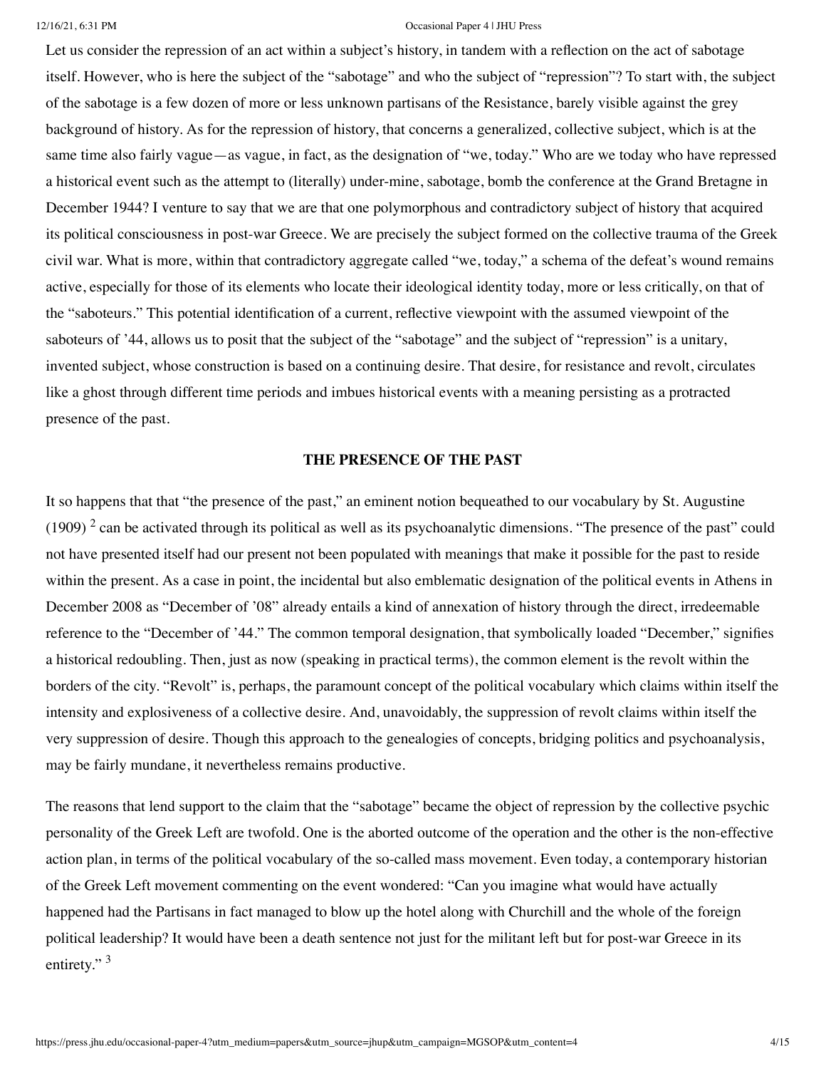Let us consider the repression of an act within a subject's history, in tandem with a reflection on the act of sabotage itself. However, who is here the subject of the "sabotage" and who the subject of "repression"? To start with, the subject of the sabotage is a few dozen of more or less unknown partisans of the Resistance, barely visible against the grey background of history. As for the repression of history, that concerns a generalized, collective subject, which is at the same time also fairly vague—as vague, in fact, as the designation of "we, today." Who are we today who have repressed a historical event such as the attempt to (literally) under-mine, sabotage, bomb the conference at the Grand Bretagne in December 1944? I venture to say that we are that one polymorphous and contradictory subject of history that acquired its political consciousness in post-war Greece. We are precisely the subject formed on the collective trauma of the Greek civil war. What is more, within that contradictory aggregate called "we, today," a schema of the defeat's wound remains active, especially for those of its elements who locate their ideological identity today, more or less critically, on that of the "saboteurs." This potential identification of a current, reflective viewpoint with the assumed viewpoint of the saboteurs of '44, allows us to posit that the subject of the "sabotage" and the subject of "repression" is a unitary, invented subject, whose construction is based on a continuing desire. That desire, for resistance and revolt, circulates like a ghost through different time periods and imbues historical events with a meaning persisting as a protracted presence of the past.

## THE PRESENCE OF THE PAST

It so happens that that "the presence of the past," an eminent notion bequeathed to our vocabulary by St. Augustine (1909) [2] can be activated through its political as well as its psychoanalytic dimensions. "The presence of the past" could not have presented itself had our present not been populated with meanings that make it possible for the past to reside within the present. As a case in point, the incidental but also emblematic designation of the political events in Athens in December 2008 as "December of '08" already entails a kind of annexation of history through the direct, irredeemable reference to the "December of '44." The common temporal designation, that symbolically loaded "December," signifies a historical redoubling. Then, just as now (speaking in practical terms), the common element is the revolt within the borders of the city. "Revolt" is, perhaps, the paramount concept of the political vocabulary which claims within itself the intensity and explosiveness of a collective desire. And, unavoidably, the suppression of revolt claims within itself the very suppression of desire. Though this approach to the genealogies of concepts, bridging politics and psychoanalysis, may be fairly mundane, it nevertheless remains productive.

The reasons that lend support to the claim that the "sabotage" became the object of repression by the collective psychic personality of the Greek Left are twofold. One is the aborted outcome of the operation and the other is the non-effective action plan, in terms of the political vocabulary of the so-called mass movement. Even today, a contemporary historian of the Greek Left movement commenting on the event wondered: "Can you imagine what would have actually happened had the Partisans in fact managed to blow up the hotel along with Churchill and the whole of the foreign political leadership? It would have been a death sentence not just for the militant left but for post-war Greece in its entirety." [3]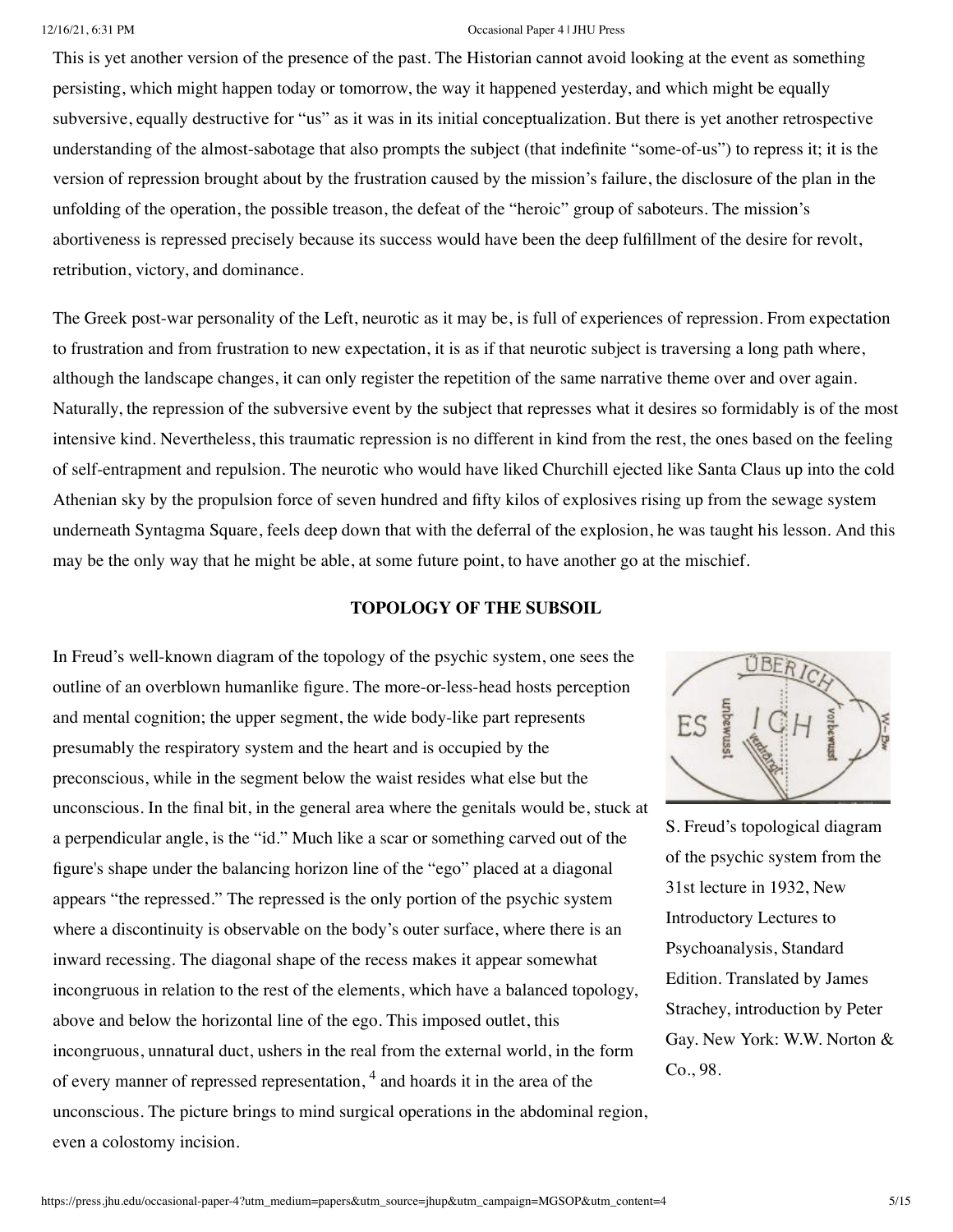This is yet another version of the presence of the past. The Historian cannot avoid looking at the event as something persisting, which might happen today or tomorrow, the way it happened yesterday, and which might be equally subversive, equally destructive for "us" as it was in its initial conceptualization. But there is yet another retrospective understanding of the almost-sabotage that also prompts the subject (that indefinite "some-of-us") to repress it; it is the version of repression brought about by the frustration caused by the mission's failure, the disclosure of the plan in the unfolding of the operation, the possible treason, the defeat of the "heroic" group of saboteurs. The mission's abortiveness is repressed precisely because its success would have been the deep fulfillment of the desire for revolt, retribution, victory, and dominance.

The Greek post-war personality of the Left, neurotic as it may be, is full of experiences of repression. From expectation to frustration and from frustration to new expectation, it is as if that neurotic subject is traversing a long path where, although the landscape changes, it can only register the repetition of the same narrative theme over and over again. Naturally, the repression of the subversive event by the subject that represses what it desires so formidably is of the most intensive kind. Nevertheless, this traumatic repression is no different in kind from the rest, the ones based on the feeling of self-entrapment and repulsion. The neurotic who would have liked Churchill ejected like Santa Claus up into the cold Athenian sky by the propulsion force of seven hundred and fifty kilos of explosives rising up from the sewage system underneath Syntagma Square, feels deep down that with the deferral of the explosion, he was taught his lesson. And this may be the only way that he might be able, at some future point, to have another go at the mischief.

## TOPOLOGY OF THE SUBSOIL

In Freud's well-known diagram of the topology of the psychic system, one sees the outline of an overblown humanlike figure. The more-or-less-head hosts perception and mental cognition; the upper segment, the wide body-like part represents presumably the respiratory system and the heart and is occupied by the preconscious, while in the segment below the waist resides what else but the unconscious. In the final bit, in the general area where the genitals would be, stuck at a perpendicular angle, is the "id." Much like a scar or something carved out of the figure's shape under the balancing horizon line of the "ego" placed at a diagonal appears "the repressed." The repressed is the only portion of the psychic system where a discontinuity is observable on the body's outer surface, where there is an inward recessing. The diagonal shape of the recess makes it appear somewhat incongruous in relation to the rest of the elements, which have a balanced topology, above and below the horizontal line of the ego. This imposed outlet, this incongruous, unnatural duct, ushers in the real from the external world, in the form of every manner of repressed representation, [4] and hoards it in the area of the unconscious. The picture brings to mind surgical operations in the abdominal region, even a colostomy incision.

S. Freud's topological diagram of the psychic system from the 31st lecture in 1932, New Introductory Lectures to Psychoanalysis, Standard Edition. Translated by James Strachey, introduction by Peter Gay. New York: W.W. Norton & Co., 98.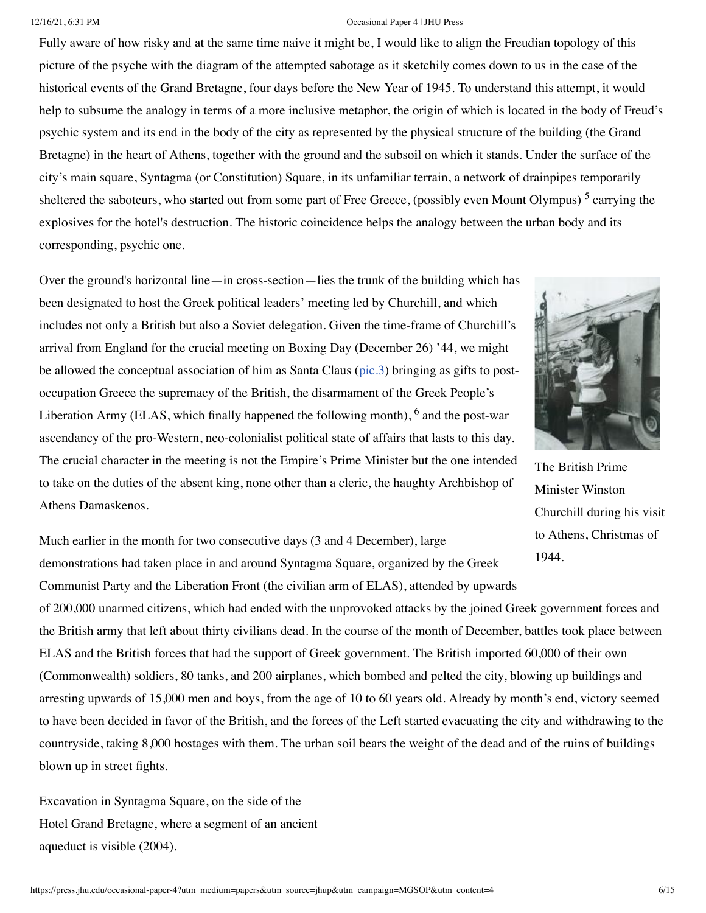Fully aware of how risky and at the same time naive it might be, I would like to align the Freudian topology of this picture of the psyche with the diagram of the attempted sabotage as it sketchily comes down to us in the case of the historical events of the Grand Bretagne, four days before the New Year of 1945. To understand this attempt, it would help to subsume the analogy in terms of a more inclusive metaphor, the origin of which is located in the body of Freud's psychic system and its end in the body of the city as represented by the physical structure of the building (the Grand Bretagne) in the heart of Athens, together with the ground and the subsoil on which it stands. Under the surface of the city's main square, Syntagma (or Constitution) Square, in its unfamiliar terrain, a network of drainpipes temporarily sheltered the saboteurs, who started out from some part of Free Greece, (possibly even Mount Olympus) [5] carrying the explosives for the hotel's destruction. The historic coincidence helps the analogy between the urban body and its corresponding, psychic one.

Over the ground's horizontal line—in cross-section—lies the trunk of the building which has been designated to host the Greek political leaders' meeting led by Churchill, and which includes not only a British but also a Soviet delegation. Given the time-frame of Churchill's arrival from England for the crucial meeting on Boxing Day (December 26) '44, we might be allowed the conceptual association of him as Santa Claus (pic.3) bringing as gifts to post-occupation Greece the supremacy of the British, the disarmament of the Greek People's Liberation Army (ELAS, which finally happened the following month), [6] and the post-war ascendancy of the pro-Western, neo-colonialist political state of affairs that lasts to this day. The crucial character in the meeting is not the Empire's Prime Minister but the one intended to take on the duties of the absent king, none other than a cleric, the haughty Archbishop of Athens Damaskenos.

The British Prime Minister Winston Churchill during his visit to Athens, Christmas of 1944.

Much earlier in the month for two consecutive days (3 and 4 December), large demonstrations had taken place in and around Syntagma Square, organized by the Greek Communist Party and the Liberation Front (the civilian arm of ELAS), attended by upwards of 200,000 unarmed citizens, which had ended with the unprovoked attacks by the joined Greek government forces and the British army that left about thirty civilians dead. In the course of the month of December, battles took place between ELAS and the British forces that had the support of Greek government. The British imported 60,000 of their own (Commonwealth) soldiers, 80 tanks, and 200 airplanes, which bombed and pelted the city, blowing up buildings and arresting upwards of 15,000 men and boys, from the age of 10 to 60 years old. Already by month's end, victory seemed to have been decided in favor of the British, and the forces of the Left started evacuating the city and withdrawing to the countryside, taking 8,000 hostages with them. The urban soil bears the weight of the dead and of the ruins of buildings blown up in street fights.

Excavation in Syntagma Square, on the side of the Hotel Grand Bretagne, where a segment of an ancient aqueduct is visible (2004).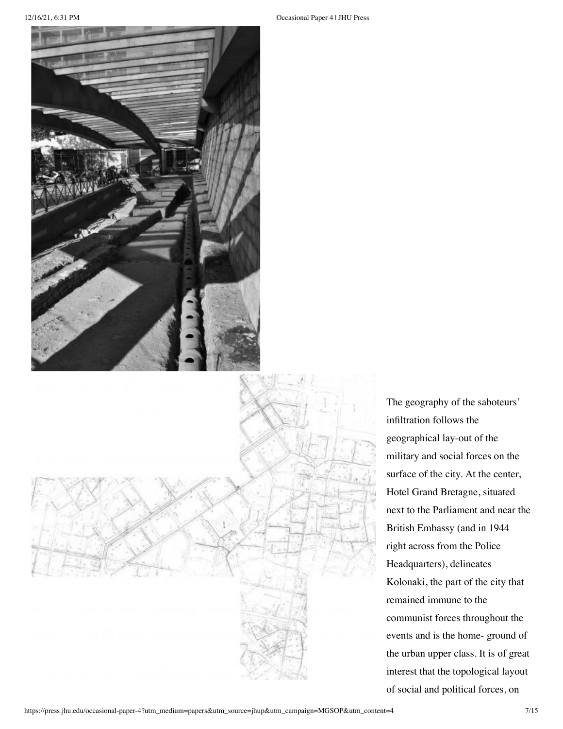The geography of the saboteurs' infiltration follows the geographical lay-out of the military and social forces on the surface of the city. At the center, Hotel Grand Bretagne, situated next to the Parliament and near the British Embassy (and in 1944 right across from the Police Headquarters), delineates Kolonaki, the part of the city that remained immune to the communist forces throughout the events and is the home- ground of the urban upper class. It is of great interest that the topological layout of social and political forces, on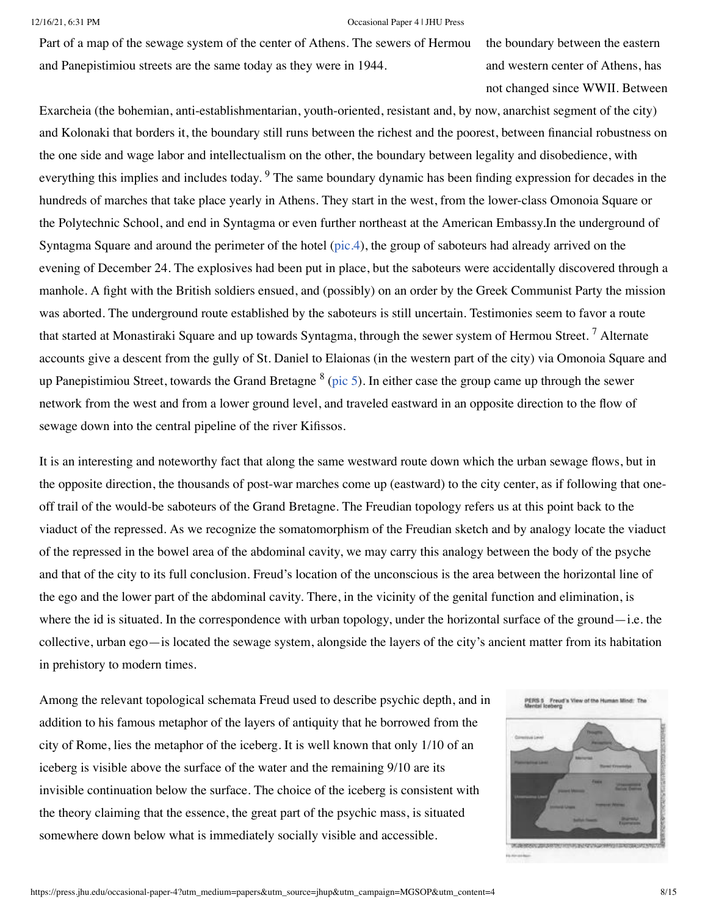Part of a map of the sewage system of the center of Athens. The sewers of Hermou and Panepistimiou streets are the same today as they were in 1944.

the boundary between the eastern and western center of Athens, has not changed since WWII. Between Exarcheia (the bohemian, anti-establishmentarian, youth-oriented, resistant and, by now, anarchist segment of the city) and Kolonaki that borders it, the boundary still runs between the richest and the poorest, between financial robustness on the one side and wage labor and intellectualism on the other, the boundary between legality and disobedience, with everything this implies and includes today. [9] The same boundary dynamic has been finding expression for decades in the hundreds of marches that take place yearly in Athens. They start in the west, from the lower-class Omonoia Square or the Polytechnic School, and end in Syntagma or even further northeast at the American Embassy.In the underground of Syntagma Square and around the perimeter of the hotel (pic.4), the group of saboteurs had already arrived on the evening of December 24. The explosives had been put in place, but the saboteurs were accidentally discovered through a manhole. A fight with the British soldiers ensued, and (possibly) on an order by the Greek Communist Party the mission was aborted. The underground route established by the saboteurs is still uncertain. Testimonies seem to favor a route that started at Monastiraki Square and up towards Syntagma, through the sewer system of Hermou Street. [7] Alternate accounts give a descent from the gully of St. Daniel to Elaionas (in the western part of the city) via Omonoia Square and up Panepistimiou Street, towards the Grand Bretagne [8] (pic 5). In either case the group came up through the sewer network from the west and from a lower ground level, and traveled eastward in an opposite direction to the flow of sewage down into the central pipeline of the river Kifissos.

It is an interesting and noteworthy fact that along the same westward route down which the urban sewage flows, but in the opposite direction, the thousands of post-war marches come up (eastward) to the city center, as if following that one-off trail of the would-be saboteurs of the Grand Bretagne. The Freudian topology refers us at this point back to the viaduct of the repressed. As we recognize the somatomorphism of the Freudian sketch and by analogy locate the viaduct of the repressed in the bowel area of the abdominal cavity, we may carry this analogy between the body of the psyche and that of the city to its full conclusion. Freud's location of the unconscious is the area between the horizontal line of the ego and the lower part of the abdominal cavity. There, in the vicinity of the genital function and elimination, is where the id is situated. In the correspondence with urban topology, under the horizontal surface of the ground—i.e. the collective, urban ego—is located the sewage system, alongside the layers of the city's ancient matter from its habitation in prehistory to modern times.

Among the relevant topological schemata Freud used to describe psychic depth, and in addition to his famous metaphor of the layers of antiquity that he borrowed from the city of Rome, lies the metaphor of the iceberg. It is well known that only 1/10 of an iceberg is visible above the surface of the water and the remaining 9/10 are its invisible continuation below the surface. The choice of the iceberg is consistent with the theory claiming that the essence, the great part of the psychic mass, is situated somewhere down below what is immediately socially visible and accessible.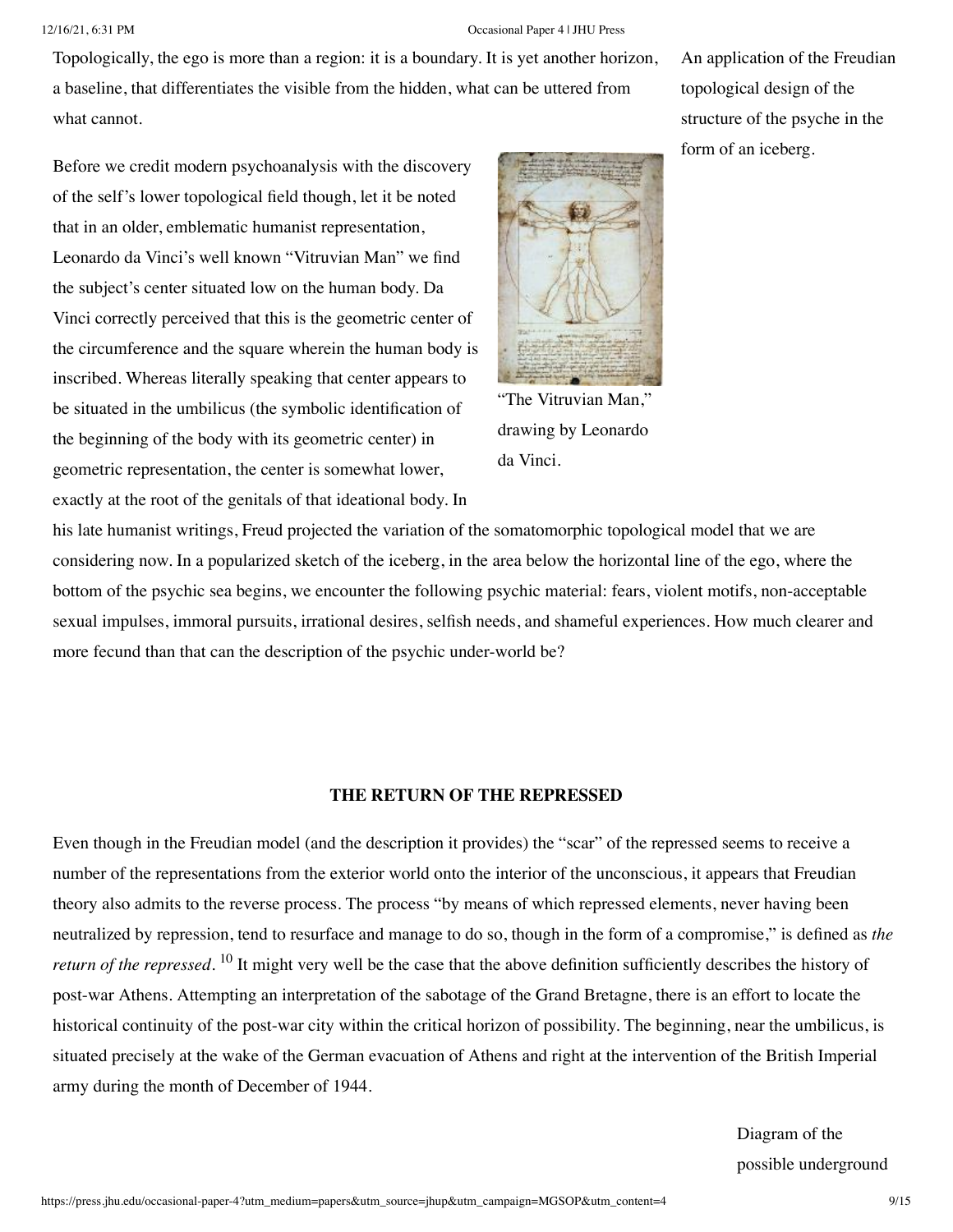Topologically, the ego is more than a region: it is a boundary. It is yet another horizon, a baseline, that differentiates the visible from the hidden, what can be uttered from what cannot.

An application of the Freudian topological design of the structure of the psyche in the form of an iceberg.

Before we credit modern psychoanalysis with the discovery of the self's lower topological field though, let it be noted that in an older, emblematic humanist representation, Leonardo da Vinci's well known "Vitruvian Man" we find the subject's center situated low on the human body. Da Vinci correctly perceived that this is the geometric center of the circumference and the square wherein the human body is inscribed. Whereas literally speaking that center appears to be situated in the umbilicus (the symbolic identification of the beginning of the body with its geometric center) in geometric representation, the center is somewhat lower, exactly at the root of the genitals of that ideational body. In his late humanist writings, Freud projected the variation of the somatomorphic topological model that we are considering now. In a popularized sketch of the iceberg, in the area below the horizontal line of the ego, where the bottom of the psychic sea begins, we encounter the following psychic material: fears, violent motifs, non-acceptable sexual impulses, immoral pursuits, irrational desires, selfish needs, and shameful experiences. How much clearer and more fecund than that can the description of the psychic under-world be?

"The Vitruvian Man," drawing by Leonardo da Vinci.

### THE RETURN OF THE REPRESSED

Even though in the Freudian model (and the description it provides) the "scar" of the repressed seems to receive a number of the representations from the exterior world onto the interior of the unconscious, it appears that Freudian theory also admits to the reverse process. The process "by means of which repressed elements, never having been neutralized by repression, tend to resurface and manage to do so, though in the form of a compromise," is defined as *the return of the repressed*. [10] It might very well be the case that the above definition sufficiently describes the history of post-war Athens. Attempting an interpretation of the sabotage of the Grand Bretagne, there is an effort to locate the historical continuity of the post-war city within the critical horizon of possibility. The beginning, near the umbilicus, is situated precisely at the wake of the German evacuation of Athens and right at the intervention of the British Imperial army during the month of December of 1944.

Diagram of the possible underground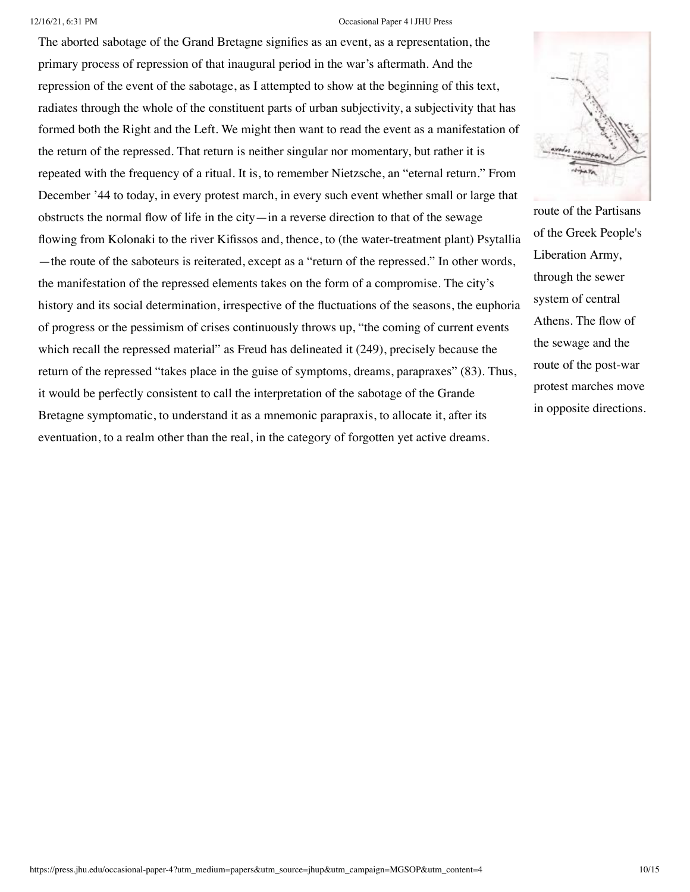The aborted sabotage of the Grand Bretagne signifies as an event, as a representation, the primary process of repression of that inaugural period in the war's aftermath. And the repression of the event of the sabotage, as I attempted to show at the beginning of this text, radiates through the whole of the constituent parts of urban subjectivity, a subjectivity that has formed both the Right and the Left. We might then want to read the event as a manifestation of the return of the repressed. That return is neither singular nor momentary, but rather it is repeated with the frequency of a ritual. It is, to remember Nietzsche, an "eternal return." From December '44 to today, in every protest march, in every such event whether small or large that obstructs the normal flow of life in the city—in a reverse direction to that of the sewage flowing from Kolonaki to the river Kifissos and, thence, to (the water-treatment plant) Psytallia—the route of the saboteurs is reiterated, except as a "return of the repressed." In other words, the manifestation of the repressed elements takes on the form of a compromise. The city's history and its social determination, irrespective of the fluctuations of the seasons, the euphoria of progress or the pessimism of crises continuously throws up, "the coming of current events which recall the repressed material" as Freud has delineated it (249), precisely because the return of the repressed "takes place in the guise of symptoms, dreams, parapraxes" (83). Thus, it would be perfectly consistent to call the interpretation of the sabotage of the Grande Bretagne symptomatic, to understand it as a mnemonic parapraxis, to allocate it, after its eventuation, to a realm other than the real, in the category of forgotten yet active dreams.

route of the Partisans of the Greek People's Liberation Army, through the sewer system of central Athens. The flow of the sewage and the route of the post-war protest marches move in opposite directions.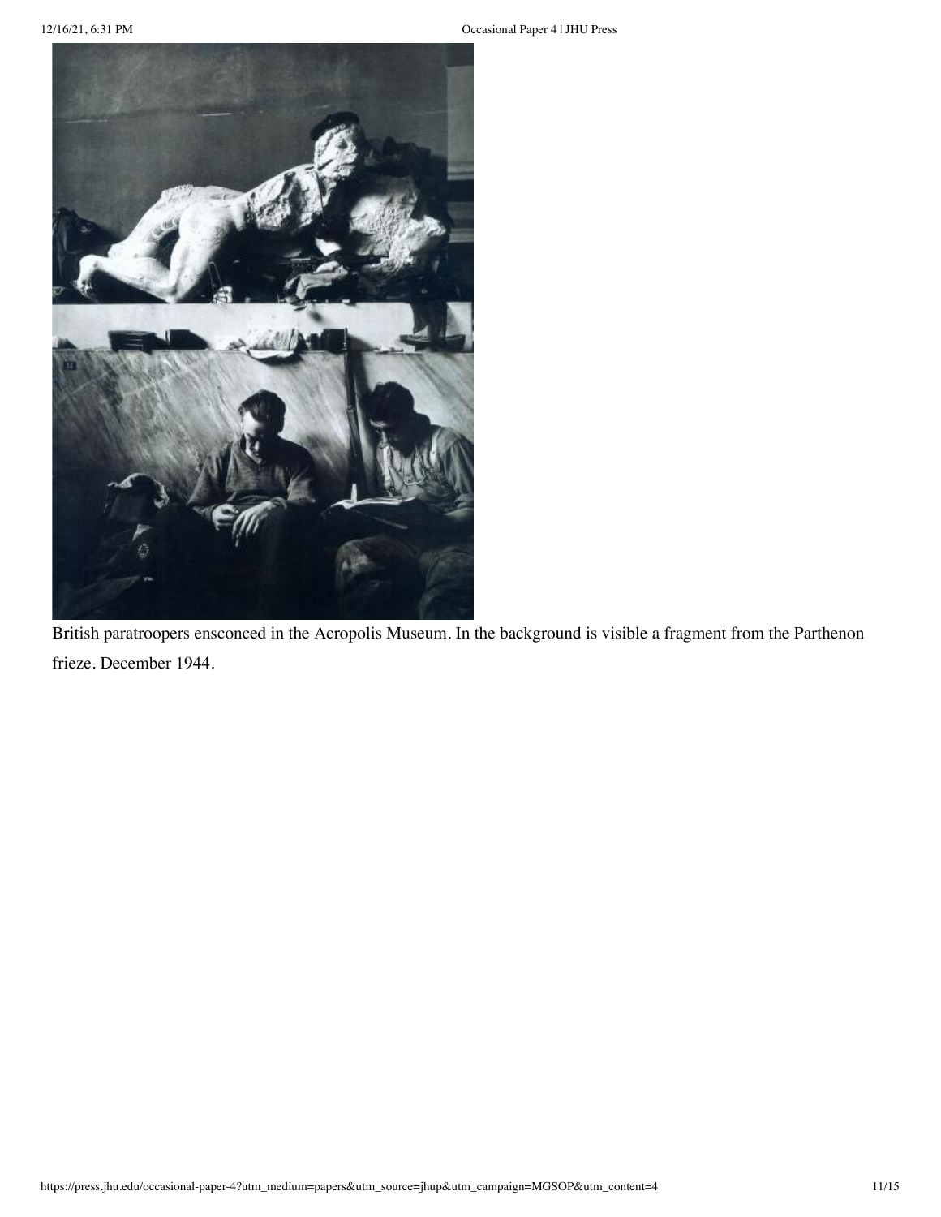British paratroopers ensconced in the Acropolis Museum. In the background is visible a fragment from the Parthenon frieze. December 1944.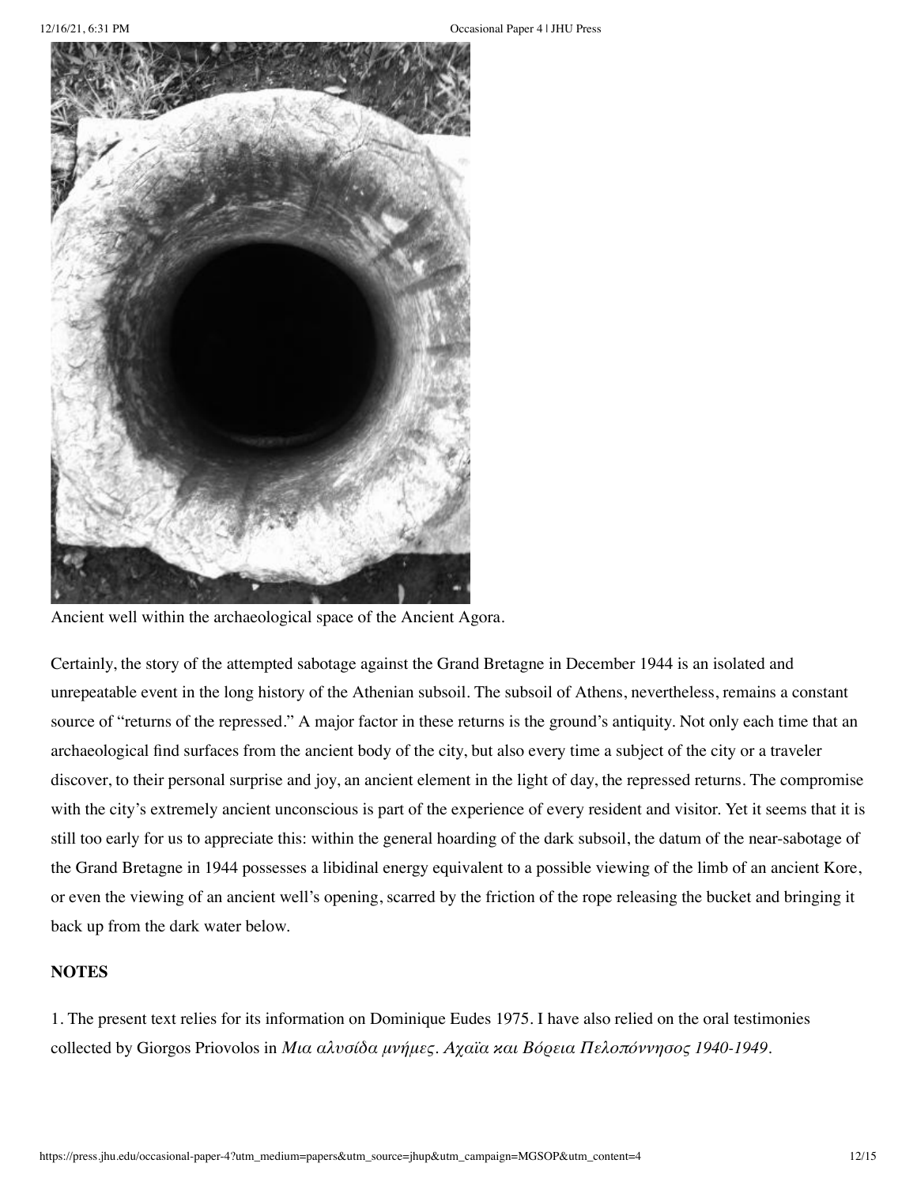Ancient well within the archaeological space of the Ancient Agora.

Certainly, the story of the attempted sabotage against the Grand Bretagne in December 1944 is an isolated and unrepeatable event in the long history of the Athenian subsoil. The subsoil of Athens, nevertheless, remains a constant source of "returns of the repressed." A major factor in these returns is the ground's antiquity. Not only each time that an archaeological find surfaces from the ancient body of the city, but also every time a subject of the city or a traveler discover, to their personal surprise and joy, an ancient element in the light of day, the repressed returns. The compromise with the city's extremely ancient unconscious is part of the experience of every resident and visitor. Yet it seems that it is still too early for us to appreciate this: within the general hoarding of the dark subsoil, the datum of the near-sabotage of the Grand Bretagne in 1944 possesses a libidinal energy equivalent to a possible viewing of the limb of an ancient Kore, or even the viewing of an ancient well's opening, scarred by the friction of the rope releasing the bucket and bringing it back up from the dark water below.

**NOTES**

1. The present text relies for its information on Dominique Eudes 1975. I have also relied on the oral testimonies collected by Giorgos Priovolos in *Μια αλυσίδα μνήμες. Αχαΐα και Βόρεια Πελοπόννησος 1940-1949*.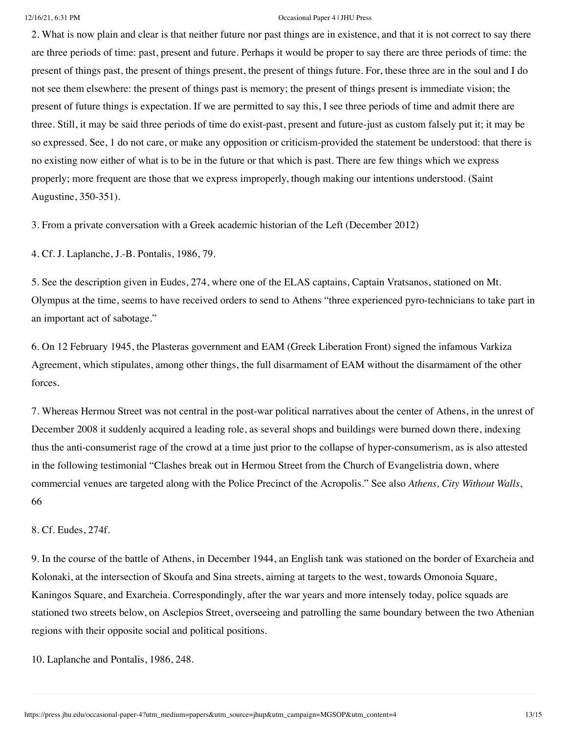2. What is now plain and clear is that neither future nor past things are in existence, and that it is not correct to say there are three periods of time: past, present and future. Perhaps it would be proper to say there are three periods of time: the present of things past, the present of things present, the present of things future. For, these three are in the soul and I do not see them elsewhere: the present of things past is memory; the present of things present is immediate vision; the present of future things is expectation. If we are permitted to say this, I see three periods of time and admit there are three. Still, it may be said three periods of time do exist-past, present and future-just as custom falsely put it; it may be so expressed. See, 1 do not care, or make any opposition or criticism-provided the statement be understood: that there is no existing now either of what is to be in the future or that which is past. There are few things which we express properly; more frequent are those that we express improperly, though making our intentions understood. (Saint Augustine, 350-351).

3. From a private conversation with a Greek academic historian of the Left (December 2012)

4. Cf. J. Laplanche, J.-B. Pontalis, 1986, 79.

5. See the description given in Eudes, 274, where one of the ELAS captains, Captain Vratsanos, stationed on Mt. Olympus at the time, seems to have received orders to send to Athens "three experienced pyro-technicians to take part in an important act of sabotage."

6. On 12 February 1945, the Plasteras government and EAM (Greek Liberation Front) signed the infamous Varkiza Agreement, which stipulates, among other things, the full disarmament of EAM without the disarmament of the other forces.

7. Whereas Hermou Street was not central in the post-war political narratives about the center of Athens, in the unrest of December 2008 it suddenly acquired a leading role, as several shops and buildings were burned down there, indexing thus the anti-consumerist rage of the crowd at a time just prior to the collapse of hyper-consumerism, as is also attested in the following testimonial "Clashes break out in Hermou Street from the Church of Evangelistria down, where commercial venues are targeted along with the Police Precinct of the Acropolis." See also *Athens, City Without Walls*, 66

8. Cf. Eudes, 274f.

9. In the course of the battle of Athens, in December 1944, an English tank was stationed on the border of Exarcheia and Kolonaki, at the intersection of Skoufa and Sina streets, aiming at targets to the west, towards Omonoia Square, Kaningos Square, and Exarcheia. Correspondingly, after the war years and more intensely today, police squads are stationed two streets below, on Asclepios Street, overseeing and patrolling the same boundary between the two Athenian regions with their opposite social and political positions.

10. Laplanche and Pontalis, 1986, 248.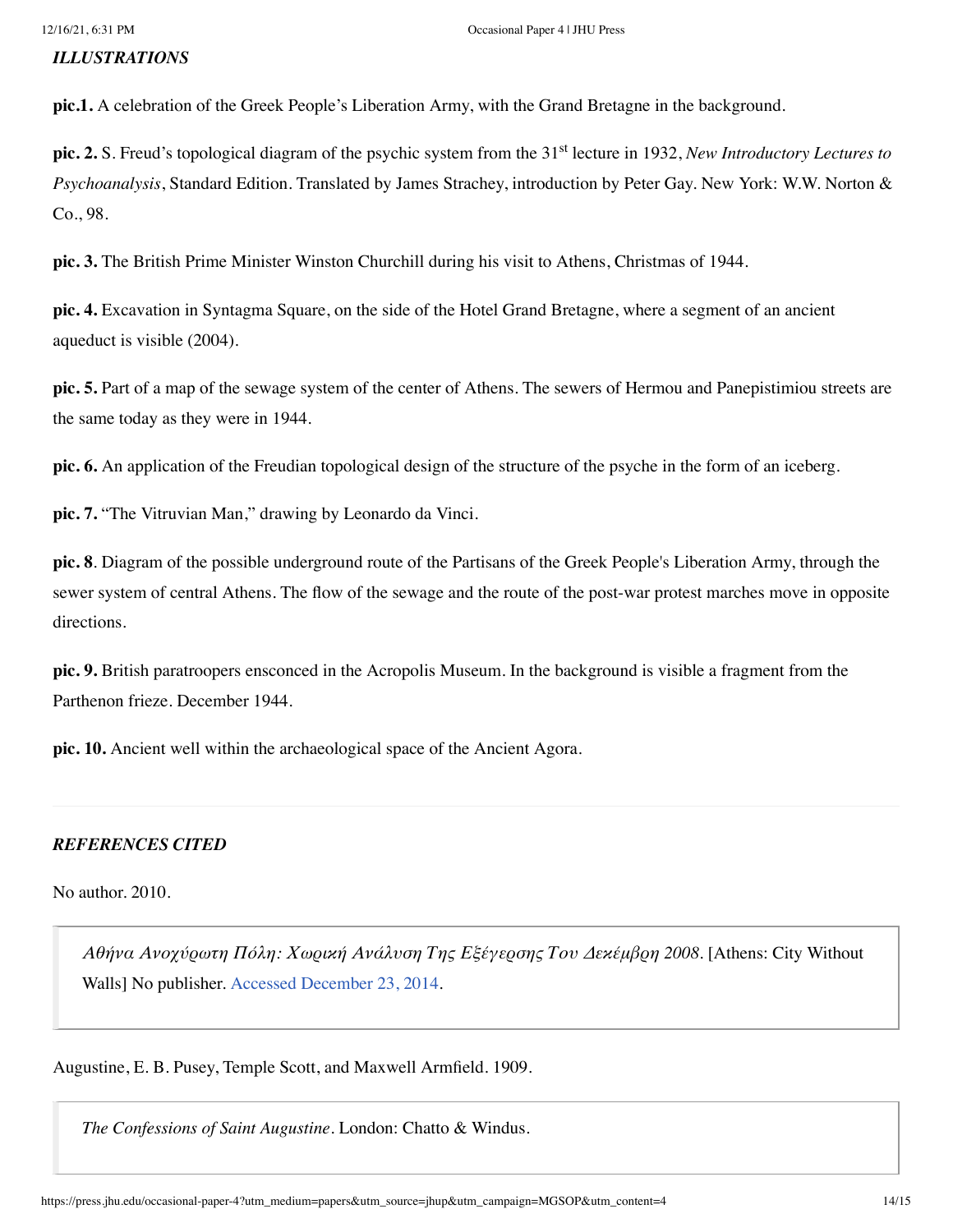### *ILLUSTRATIONS*

**pic.1.** A celebration of the Greek People's Liberation Army, with the Grand Bretagne in the background.

**pic. 2.** S. Freud's topological diagram of the psychic system from the 31st lecture in 1932, *New Introductory Lectures to Psychoanalysis*, Standard Edition. Translated by James Strachey, introduction by Peter Gay. New York: W.W. Norton & Co., 98.

**pic. 3.** The British Prime Minister Winston Churchill during his visit to Athens, Christmas of 1944.

**pic. 4.** Excavation in Syntagma Square, on the side of the Hotel Grand Bretagne, where a segment of an ancient aqueduct is visible (2004).

**pic. 5.** Part of a map of the sewage system of the center of Athens. The sewers of Hermou and Panepistimiou streets are the same today as they were in 1944.

**pic. 6.** An application of the Freudian topological design of the structure of the psyche in the form of an iceberg.

**pic. 7.** "The Vitruvian Man," drawing by Leonardo da Vinci.

**pic. 8**. Diagram of the possible underground route of the Partisans of the Greek People's Liberation Army, through the sewer system of central Athens. The flow of the sewage and the route of the post-war protest marches move in opposite directions.

**pic. 9.** British paratroopers ensconced in the Acropolis Museum. In the background is visible a fragment from the Parthenon frieze. December 1944.

**pic. 10.** Ancient well within the archaeological space of the Ancient Agora.

---

### *REFERENCES CITED*

No author. 2010.

> *Αθήνα Ανοχύρωτη Πόλη: Χωρική Ανάλυση Της Εξέγερσης Του Δεκέμβρη 2008.* [Athens: City Without Walls] No publisher. Accessed December 23, 2014.

Augustine, E. B. Pusey, Temple Scott, and Maxwell Armfield. 1909.

> *The Confessions of Saint Augustine*. London: Chatto & Windus.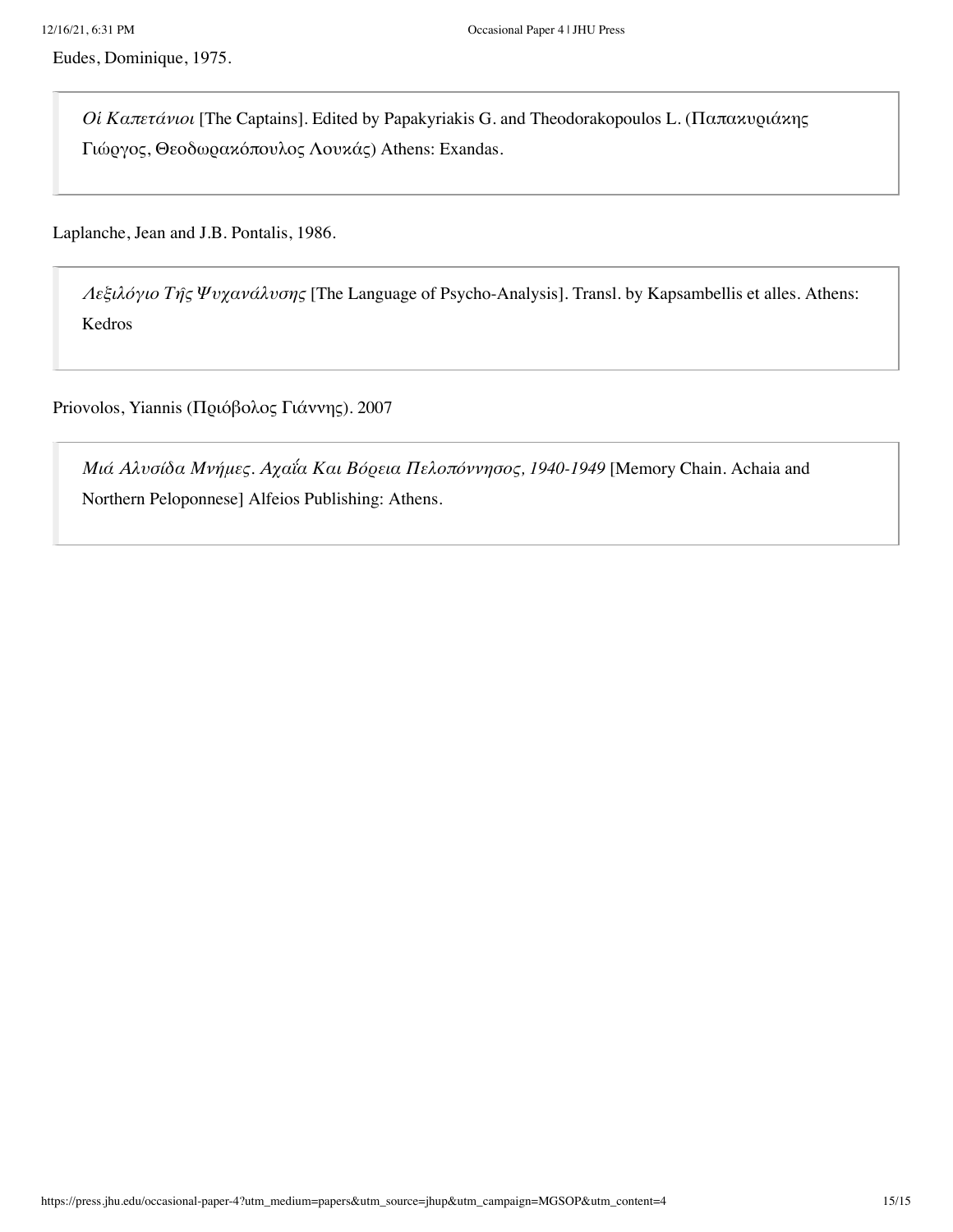Eudes, Dominique, 1975.

> *Οἱ Καπετάνιοι* [The Captains]. Edited by Papakyriakis G. and Theodorakopoulos L. (Παπακυριάκης Γιώργος, Θεοδωρακόπουλος Λουκάς) Athens: Exandas.

Laplanche, Jean and J.B. Pontalis, 1986.

> *Λεξιλόγιο Τῆς Ψυχανάλυσης* [The Language of Psycho-Analysis]. Transl. by Kapsambellis et alles. Athens: Kedros

Priovolos, Yiannis (Πριόβολος Γιάννης). 2007

> *Μιά Αλυσίδα Μνήμες. Αχαΐα Και Βόρεια Πελοπόννησος, 1940-1949* [Memory Chain. Achaia and Northern Peloponnese] Alfeios Publishing: Athens.